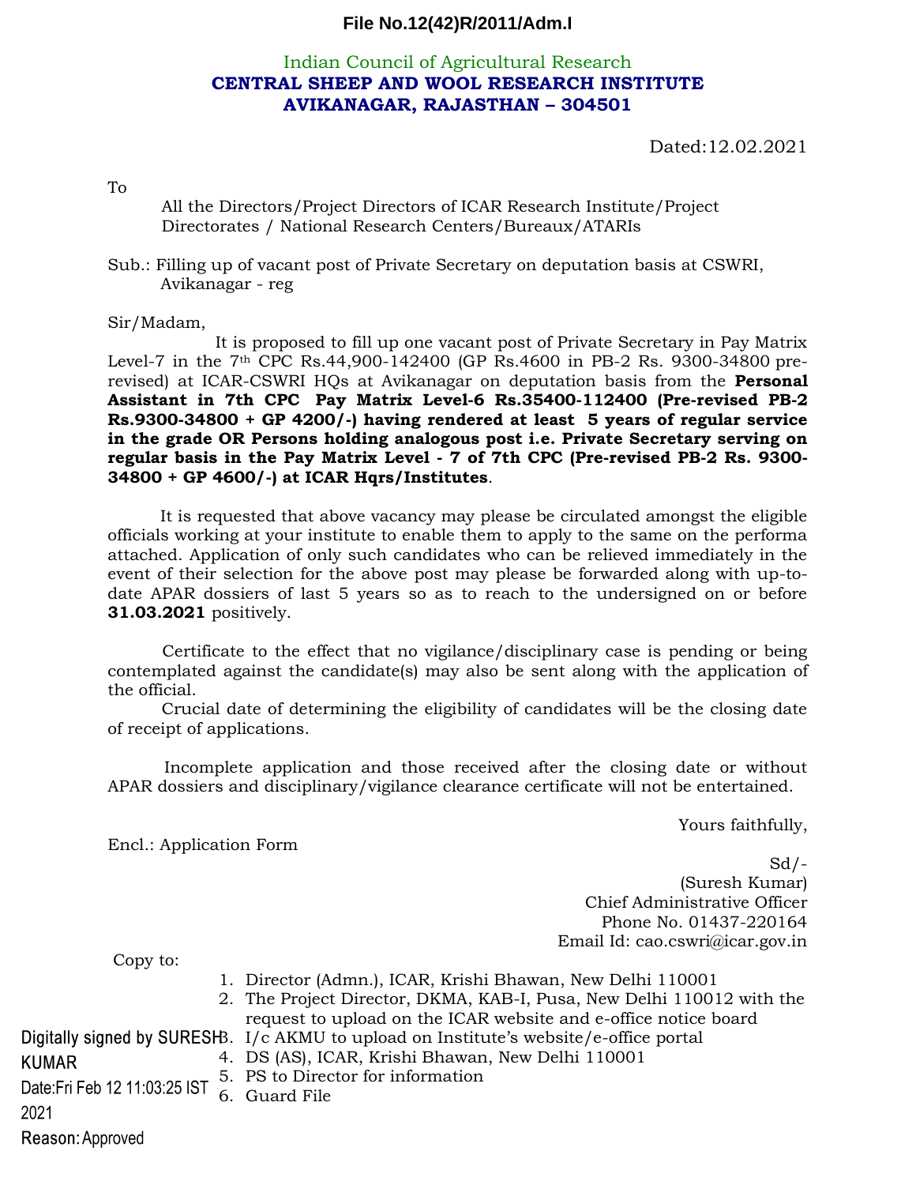**File No.12(42)R/2011/Adm.I**

Indian Council of Agricultural Research

**CENTRAL SHEEP AND WOOL RESEARCH INSTITUTE**
**AVIKANAGAR, RAJASTHAN – 304501**

Dated:12.02.2021

To

All the Directors/Project Directors of ICAR Research Institute/Project Directorates / National Research Centers/Bureaux/ATARIs

Sub.: Filling up of vacant post of Private Secretary on deputation basis at CSWRI, Avikanagar - reg

Sir/Madam,

It is proposed to fill up one vacant post of Private Secretary in Pay Matrix Level-7 in the 7th CPC Rs.44,900-142400 (GP Rs.4600 in PB-2 Rs. 9300-34800 pre-revised) at ICAR-CSWRI HQs at Avikanagar on deputation basis from the **Personal Assistant in 7th CPC Pay Matrix Level-6 Rs.35400-112400 (Pre-revised PB-2 Rs.9300-34800 + GP 4200/-) having rendered at least 5 years of regular service in the grade OR Persons holding analogous post i.e. Private Secretary serving on regular basis in the Pay Matrix Level - 7 of 7th CPC (Pre-revised PB-2 Rs. 9300-34800 + GP 4600/-) at ICAR Hqrs/Institutes**.

It is requested that above vacancy may please be circulated amongst the eligible officials working at your institute to enable them to apply to the same on the performa attached. Application of only such candidates who can be relieved immediately in the event of their selection for the above post may please be forwarded along with up-to-date APAR dossiers of last 5 years so as to reach to the undersigned on or before **31.03.2021** positively.

Certificate to the effect that no vigilance/disciplinary case is pending or being contemplated against the candidate(s) may also be sent along with the application of the official.

Crucial date of determining the eligibility of candidates will be the closing date of receipt of applications.

Incomplete application and those received after the closing date or without APAR dossiers and disciplinary/vigilance clearance certificate will not be entertained.

Yours faithfully,

Encl.: Application Form

Sd/-
(Suresh Kumar)
Chief Administrative Officer
Phone No. 01437-220164
Email Id: cao.cswri@icar.gov.in

Copy to:

1. Director (Admn.), ICAR, Krishi Bhawan, New Delhi 110001
2. The Project Director, DKMA, KAB-I, Pusa, New Delhi 110012 with the request to upload on the ICAR website and e-office notice board
3. I/c AKMU to upload on Institute's website/e-office portal
4. DS (AS), ICAR, Krishi Bhawan, New Delhi 110001
5. PS to Director for information
6. Guard File

Digitally signed by SURESH KUMAR
Date:Fri Feb 12 11:03:25 IST 2021
Reason: Approved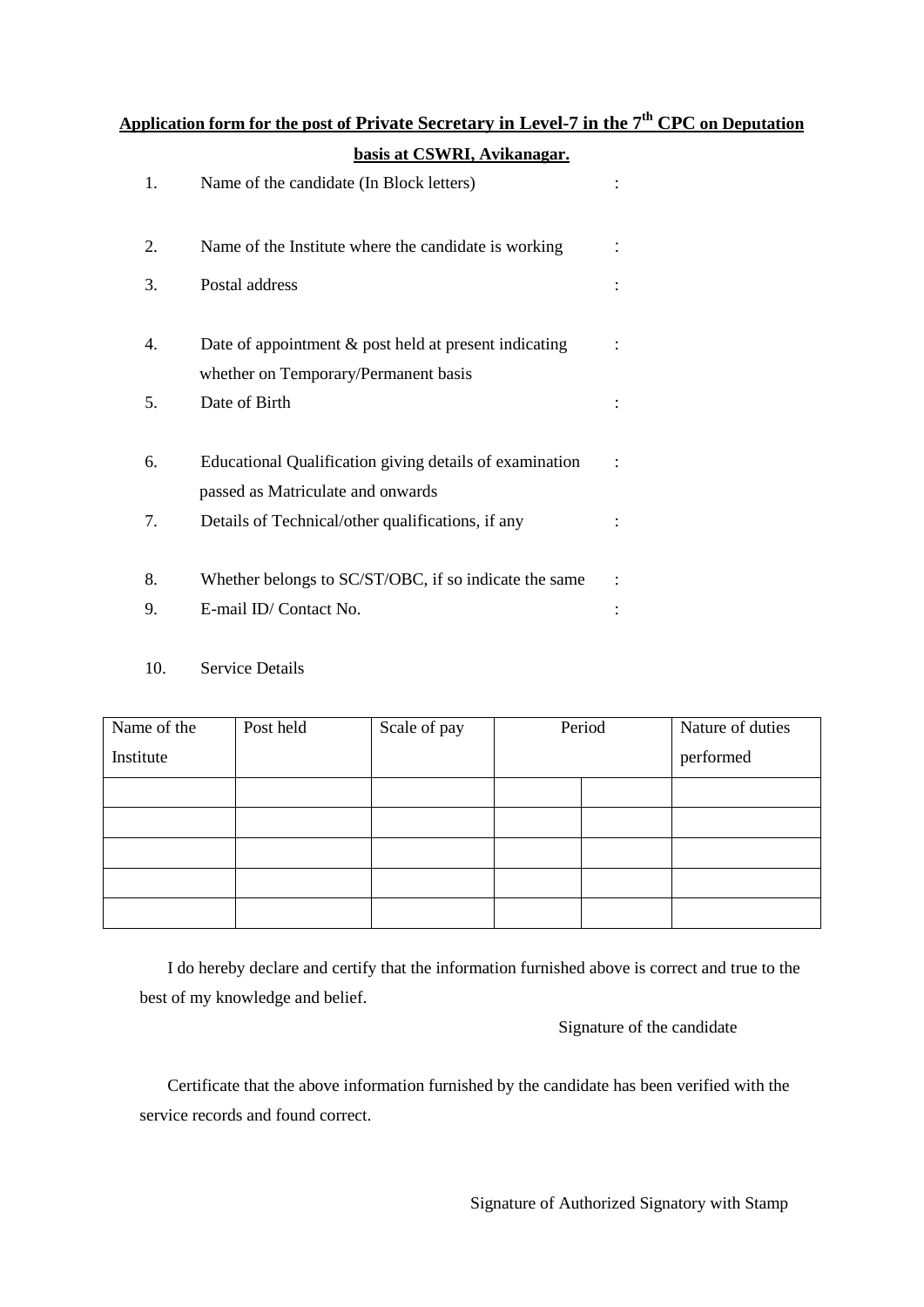**Application form for the post of Private Secretary in Level-7 in the 7th CPC on Deputation basis at CSWRI, Avikanagar.**

1. Name of the candidate (In Block letters) :
2. Name of the Institute where the candidate is working :
3. Postal address :
4. Date of appointment & post held at present indicating whether on Temporary/Permanent basis :
5. Date of Birth :
6. Educational Qualification giving details of examination passed as Matriculate and onwards :
7. Details of Technical/other qualifications, if any :
8. Whether belongs to SC/ST/OBC, if so indicate the same :
9. E-mail ID/ Contact No. :
10. Service Details

| Name of the Institute | Post held | Scale of pay | Period | | Nature of duties performed |
|---|---|---|---|---|---|
| | | | | | |
| | | | | | |
| | | | | | |
| | | | | | |
| | | | | | |

I do hereby declare and certify that the information furnished above is correct and true to the best of my knowledge and belief.

Signature of the candidate

Certificate that the above information furnished by the candidate has been verified with the service records and found correct.

Signature of Authorized Signatory with Stamp